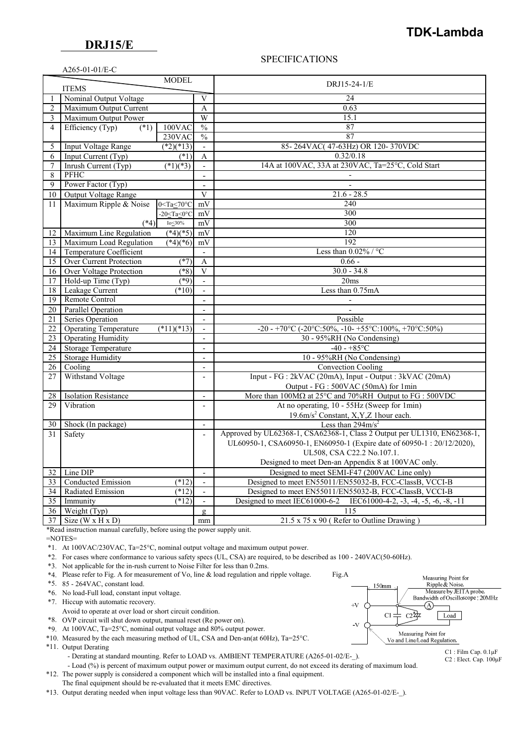**TDK-Lambda**

## DRJ15/E

SPECIFICATIONS

A265-01-01/E-C

| | ITEMS / MODEL | | | DRJ15-24-1/E |
|---|---|---|---|---|
| 1 | Nominal Output Voltage | | V | 24 |
| 2 | Maximum Output Current | | A | 0.63 |
| 3 | Maximum Output Power | | W | 15.1 |
| 4 | Efficiency (Typ) (*1) | 100VAC | % | 87 |
| | | 230VAC | % | 87 |
| 5 | Input Voltage Range | (*2)(*13) | - | 85- 264VAC( 47-63Hz) OR 120- 370VDC |
| 6 | Input Current (Typ) | (*1) | A | 0.32/0.18 |
| 7 | Inrush Current (Typ) | (*1)(*3) | - | 14A at 100VAC, 33A at 230VAC, Ta=25°C, Cold Start |
| 8 | PFHC | | - | - |
| 9 | Power Factor (Typ) | | - | - |
| 10 | Output Voltage Range | | V | 21.6 - 28.5 |
| 11 | Maximum Ripple & Noise | 0<Ta≤70°C | mV | 240 |
| | | -20≤Ta≤0°C | mV | 300 |
| | (*4) | Io≤30% | mV | 300 |
| 12 | Maximum Line Regulation | (*4)(*5) | mV | 120 |
| 13 | Maximum Load Regulation | (*4)(*6) | mV | 192 |
| 14 | Temperature Coefficient | | - | Less than 0.02% / °C |
| 15 | Over Current Protection | (*7) | A | 0.66 - |
| 16 | Over Voltage Protection | (*8) | V | 30.0 - 34.8 |
| 17 | Hold-up Time (Typ) | (*9) | - | 20ms |
| 18 | Leakage Current | (*10) | - | Less than 0.75mA |
| 19 | Remote Control | | - | - |
| 20 | Parallel Operation | | - | - |
| 21 | Series Operation | | - | Possible |
| 22 | Operating Temperature | (*11)(*13) | - | -20 - +70°C (-20°C:50%, -10- +55°C:100%, +70°C:50%) |
| 23 | Operating Humidity | | - | 30 - 95%RH (No Condensing) |
| 24 | Storage Temperature | | - | -40 - +85°C |
| 25 | Storage Humidity | | - | 10 - 95%RH (No Condensing) |
| 26 | Cooling | | - | Convection Cooling |
| 27 | Withstand Voltage | | - | Input - FG : 2kVAC (20mA), Input - Output : 3kVAC (20mA) Output - FG : 500VAC (50mA) for 1min |
| 28 | Isolation Resistance | | - | More than 100MΩ at 25°C and 70%RH Output to FG : 500VDC |
| 29 | Vibration | | - | At no operating, 10 - 55Hz (Sweep for 1min) 19.6m/s² Constant, X,Y,Z 1hour each. |
| 30 | Shock (In package) | | - | Less than 294m/s² |
| 31 | Safety | | - | Approved by UL62368-1, CSA62368-1, Class 2 Output per UL1310, EN62368-1, UL60950-1, CSA60950-1, EN60950-1 (Expire date of 60950-1 : 20/12/2020), UL508, CSA C22.2 No.107.1. Designed to meet Den-an Appendix 8 at 100VAC only. |
| 32 | Line DIP | | - | Designed to meet SEMI-F47 (200VAC Line only) |
| 33 | Conducted Emission | (*12) | - | Designed to meet EN55011/EN55032-B, FCC-ClassB, VCCI-B |
| 34 | Radiated Emission | (*12) | - | Designed to meet EN55011/EN55032-B, FCC-ClassB, VCCI-B |
| 35 | Immunity | (*12) | - | Designed to meet IEC61000-6-2 IEC61000-4-2, -3, -4, -5, -6, -8, -11 |
| 36 | Weight (Typ) | | g | 115 |
| 37 | Size (W x H x D) | | mm | 21.5 x 75 x 90 ( Refer to Outline Drawing ) |

*Read instruction manual carefully, before using the power supply unit.

=NOTES=

*1. At 100VAC/230VAC, Ta=25°C, nominal output voltage and maximum output power.

*2. For cases where conformance to various safety specs (UL, CSA) are required, to be described as 100 - 240VAC(50-60Hz).

*3. Not applicable for the in-rush current to Noise Filter for less than 0.2ms.

*4. Please refer to Fig. A for measurement of Vo, line & load regulation and ripple voltage.

*5. 85 - 264VAC, constant load.

*6. No load-Full load, constant input voltage.

*7. Hiccup with automatic recovery.
Avoid to operate at over load or short circuit condition.

*8. OVP circuit will shut down output, manual reset (Re power on).

*9. At 100VAC, Ta=25°C, nominal output voltage and 80% output power.

*10. Measured by the each measuring method of UL, CSA and Den-an(at 60Hz), Ta=25°C.

*11. Output Derating
- Derating at standard mounting. Refer to LOAD vs. AMBIENT TEMPERATURE (A265-01-02/E-_).
- Load (%) is percent of maximum output power or maximum output current, do not exceed its derating of maximum load.

*12. The power supply is considered a component which will be installed into a final equipment.
The final equipment should be re-evaluated that it meets EMC directives.

*13. Output derating needed when input voltage less than 90VAC. Refer to LOAD vs. INPUT VOLTAGE (A265-01-02/E-_).

Fig.A

Measuring Point for Ripple & Noise. Measure by JEITA probe. Bandwidth of Oscilloscope : 20MHz

150mm, +V, -V, C1, C2, A, Load

Measuring Point for Vo and Line/Load Regulation.

C1 : Film Cap. 0.1μF
C2 : Elect. Cap. 100μF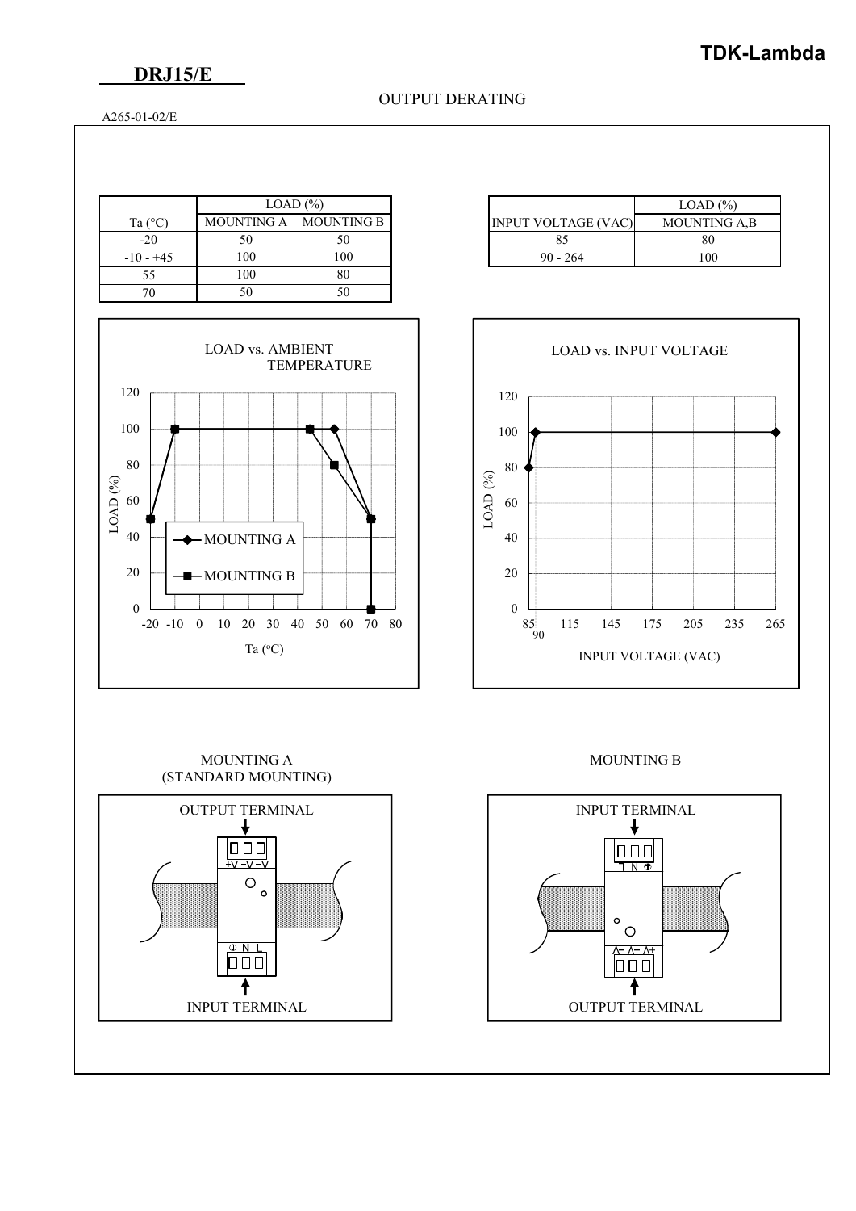# DRJ15/E

TDK-Lambda

## OUTPUT DERATING

A265-01-02/E

| | LOAD (%) | |
|---|---|---|
| Ta (°C) | MOUNTING A | MOUNTING B |
| -20 | 50 | 50 |
| -10 - +45 | 100 | 100 |
| 55 | 100 | 80 |
| 70 | 50 | 50 |

| | LOAD (%) |
|---|---|
| INPUT VOLTAGE (VAC) | MOUNTING A,B |
| 85 | 80 |
| 90 - 264 | 100 |

LOAD vs. AMBIENT TEMPERATURE

LOAD (%)

120
100
80
60
40
20
0

-20 -10 0 10 20 30 40 50 60 70 80

Ta (°C)

MOUNTING A
MOUNTING B

LOAD vs. INPUT VOLTAGE

LOAD (%)

120
100
80
60
40
20
0

85 90 115 145 175 205 235 265

INPUT VOLTAGE (VAC)

MOUNTING A
(STANDARD MOUNTING)

OUTPUT TERMINAL

+V -V -V

⏚ N L

INPUT TERMINAL

MOUNTING B

INPUT TERMINAL

L N ⏚

-V -V +V

OUTPUT TERMINAL